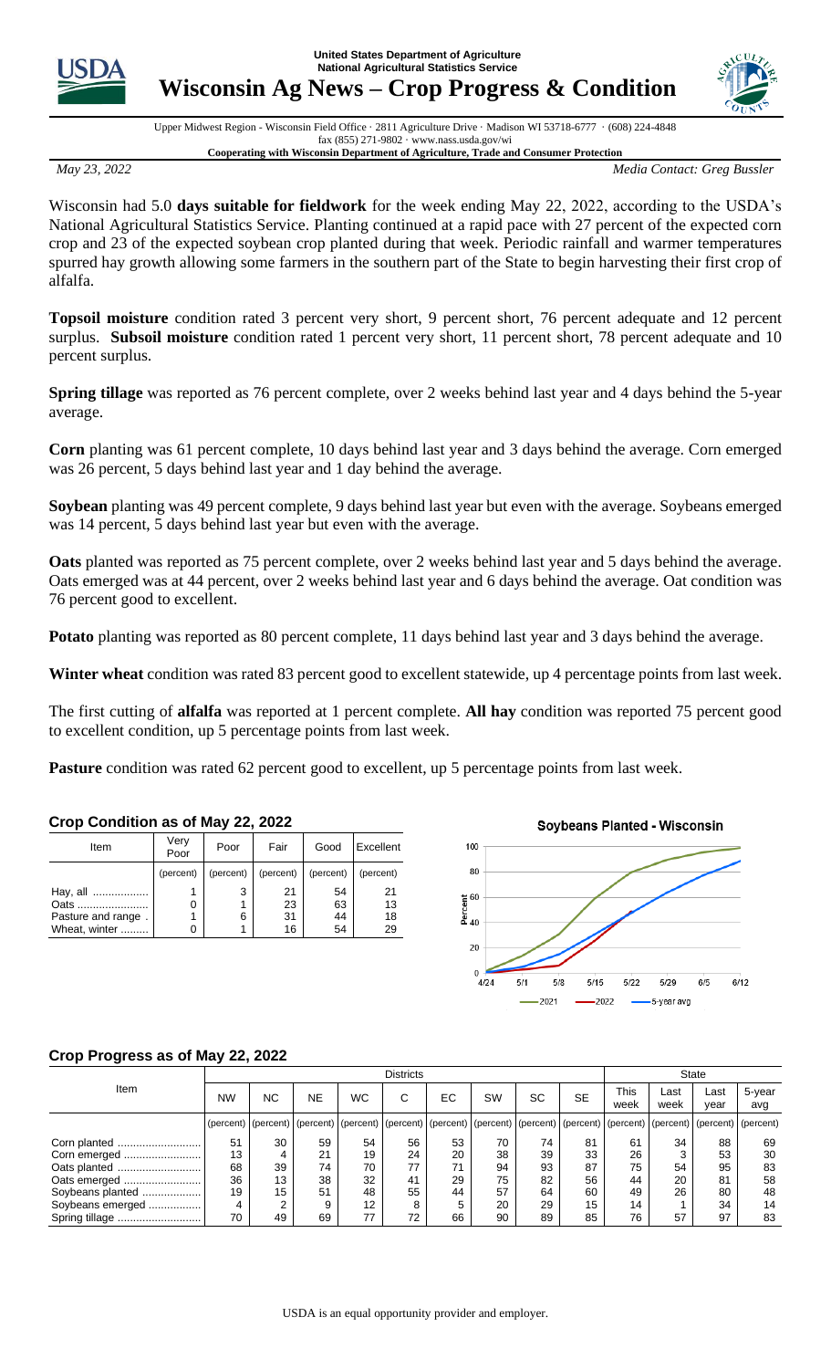United States Department of Agriculture
National Agricultural Statistics Service

# Wisconsin Ag News – Crop Progress & Condition

Upper Midwest Region - Wisconsin Field Office · 2811 Agriculture Drive · Madison WI 53718-6777 · (608) 224-4848
fax (855) 271-9802 · www.nass.usda.gov/wi
**Cooperating with Wisconsin Department of Agriculture, Trade and Consumer Protection**

*May 23, 2022* *Media Contact: Greg Bussler*

Wisconsin had 5.0 **days suitable for fieldwork** for the week ending May 22, 2022, according to the USDA's National Agricultural Statistics Service. Planting continued at a rapid pace with 27 percent of the expected corn crop and 23 of the expected soybean crop planted during that week. Periodic rainfall and warmer temperatures spurred hay growth allowing some farmers in the southern part of the State to begin harvesting their first crop of alfalfa.

**Topsoil moisture** condition rated 3 percent very short, 9 percent short, 76 percent adequate and 12 percent surplus. **Subsoil moisture** condition rated 1 percent very short, 11 percent short, 78 percent adequate and 10 percent surplus.

**Spring tillage** was reported as 76 percent complete, over 2 weeks behind last year and 4 days behind the 5-year average.

**Corn** planting was 61 percent complete, 10 days behind last year and 3 days behind the average. Corn emerged was 26 percent, 5 days behind last year and 1 day behind the average.

**Soybean** planting was 49 percent complete, 9 days behind last year but even with the average. Soybeans emerged was 14 percent, 5 days behind last year but even with the average.

**Oats** planted was reported as 75 percent complete, over 2 weeks behind last year and 5 days behind the average. Oats emerged was at 44 percent, over 2 weeks behind last year and 6 days behind the average. Oat condition was 76 percent good to excellent.

**Potato** planting was reported as 80 percent complete, 11 days behind last year and 3 days behind the average.

**Winter wheat** condition was rated 83 percent good to excellent statewide, up 4 percentage points from last week.

The first cutting of **alfalfa** was reported at 1 percent complete. **All hay** condition was reported 75 percent good to excellent condition, up 5 percentage points from last week.

**Pasture** condition was rated 62 percent good to excellent, up 5 percentage points from last week.

### Crop Condition as of May 22, 2022

| Item | Very Poor | Poor | Fair | Good | Excellent |
|---|---|---|---|---|---|
| | (percent) | (percent) | (percent) | (percent) | (percent) |
| Hay, all | 1 | 3 | 21 | 54 | 21 |
| Oats | 0 | 1 | 23 | 63 | 13 |
| Pasture and range | 1 | 6 | 31 | 44 | 18 |
| Wheat, winter | 0 | 1 | 16 | 54 | 29 |

**Soybeans Planted - Wisconsin**

### Crop Progress as of May 22, 2022

| Item | Districts | | | | | | | | | State | | | |
|---|---|---|---|---|---|---|---|---|---|---|---|---|---|
| | NW | NC | NE | WC | C | EC | SW | SC | SE | This week | Last week | Last year | 5-year avg |
| | (percent) | (percent) | (percent) | (percent) | (percent) | (percent) | (percent) | (percent) | (percent) | (percent) | (percent) | (percent) | (percent) |
| Corn planted | 51 | 30 | 59 | 54 | 56 | 53 | 70 | 74 | 81 | 61 | 34 | 88 | 69 |
| Corn emerged | 13 | 4 | 21 | 19 | 24 | 20 | 38 | 39 | 33 | 26 | 3 | 53 | 30 |
| Oats planted | 68 | 39 | 74 | 70 | 77 | 71 | 94 | 93 | 87 | 75 | 54 | 95 | 83 |
| Oats emerged | 36 | 13 | 38 | 32 | 41 | 29 | 75 | 82 | 56 | 44 | 20 | 81 | 58 |
| Soybeans planted | 19 | 15 | 51 | 48 | 55 | 44 | 57 | 64 | 60 | 49 | 26 | 80 | 48 |
| Soybeans emerged | 4 | 2 | 9 | 12 | 8 | 5 | 20 | 29 | 15 | 14 | 1 | 34 | 14 |
| Spring tillage | 70 | 49 | 69 | 77 | 72 | 66 | 90 | 89 | 85 | 76 | 57 | 97 | 83 |

USDA is an equal opportunity provider and employer.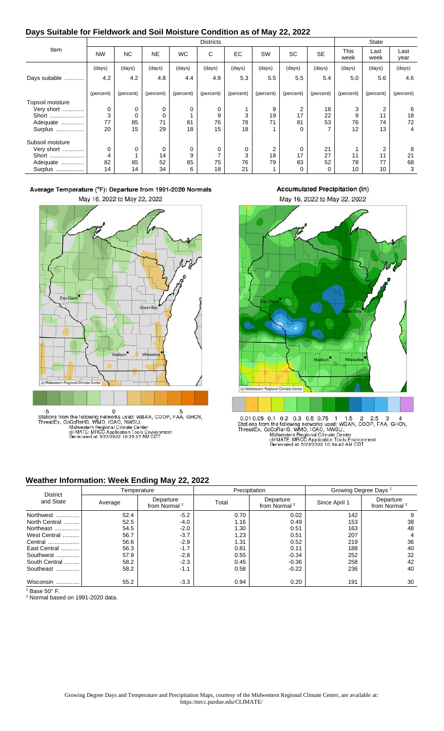## Days Suitable for Fieldwork and Soil Moisture Condition as of May 22, 2022

| Item | Districts | | | | | | | | | State | | |
|---|---|---|---|---|---|---|---|---|---|---|---|---|
| | NW | NC | NE | WC | C | EC | SW | SC | SE | This week | Last week | Last year |
| | (days) | (days) | (days) | (days) | (days) | (days) | (days) | (days) | (days) | (days) | (days) | (days) |
| Days suitable ............ | 4.2 | 4.2 | 4.8 | 4.4 | 4.9 | 5.3 | 5.5 | 5.5 | 5.4 | 5.0 | 5.6 | 4.6 |
| | (percent) | (percent) | (percent) | (percent) | (percent) | (percent) | (percent) | (percent) | (percent) | (percent) | (percent) | (percent) |
| Topsoil moisture | | | | | | | | | | | | |
| Very short ............ | 0 | 0 | 0 | 0 | 0 | 1 | 9 | 2 | 18 | 3 | 2 | 6 |
| Short ..................... | 3 | 0 | 0 | 1 | 9 | 3 | 19 | 17 | 22 | 9 | 11 | 18 |
| Adequate ............. | 77 | 85 | 71 | 81 | 76 | 78 | 71 | 81 | 53 | 76 | 74 | 72 |
| Surplus ................. | 20 | 15 | 29 | 18 | 15 | 18 | 1 | 0 | 7 | 12 | 13 | 4 |
| Subsoil moisture | | | | | | | | | | | | |
| Very short ............ | 0 | 0 | 0 | 0 | 0 | 0 | 2 | 0 | 21 | 1 | 2 | 8 |
| Short ..................... | 4 | 1 | 14 | 9 | 7 | 3 | 18 | 17 | 27 | 11 | 11 | 21 |
| Adequate ............. | 82 | 85 | 52 | 85 | 75 | 76 | 79 | 83 | 52 | 78 | 77 | 68 |
| Surplus ................. | 14 | 14 | 34 | 6 | 18 | 21 | 1 | 0 | 0 | 10 | 10 | 3 |

**Average Temperature (°F): Departure from 1991-2020 Normals**
May 16, 2022 to May 22, 2022

Eau Claire
Green Bay
Madison
Milwaukee
(c) Midwestern Regional Climate Center

-5 0 5

Stations from the following networks used: WBAN, COOP, FAA, GHCN, ThreadEx, CoCoRaHS, WMO, ICAO, NWSLI,
Midwestern Regional Climate Center
cli-MATE: MRCC Application Tools Environment
Generated at: 5/23/2022 10:35:27 AM CDT

**Accumulated Precipitation (in)**
May 16, 2022 to May 22, 2022

Eau Claire
Green Bay
Madison
Milwaukee
(c) Midwestern Regional Climate Center

0.01 0.05 0.1 0.2 0.3 0.5 0.75 1 1.5 2 2.5 3 4

Stations from the following networks used: WBAN, COOP, FAA, GHCN, ThreadEx, CoCoRaHS, WMO, ICAO, NWSLI,
Midwestern Regional Climate Center
cli-MATE: MRCC Application Tools Environment
Generated at: 5/23/2022 10:34:42 AM CDT

## Weather Information: Week Ending May 22, 2022

| District and State | Temperature | | Precipitation | | Growing Degree Days [1] | |
|---|---|---|---|---|---|---|
| | Average | Departure from Normal [2] | Total | Departure from Normal [2] | Since April 1 | Departure from Normal [2] |
| Northwest .............. | 52.4 | -5.2 | 0.70 | 0.02 | 142 | 9 |
| North Central ......... | 52.5 | -4.0 | 1.16 | 0.49 | 153 | 38 |
| Northeast ............... | 54.5 | -2.0 | 1.30 | 0.51 | 163 | 48 |
| West Central .......... | 56.7 | -3.7 | 1.23 | 0.51 | 207 | 4 |
| Central ................... | 56.6 | -2.9 | 1.31 | 0.52 | 219 | 36 |
| East Central ........... | 56.3 | -1.7 | 0.81 | 0.11 | 188 | 40 |
| Southwest ............. | 57.9 | -2.8 | 0.55 | -0.34 | 252 | 32 |
| South Central ......... | 58.2 | -2.3 | 0.45 | -0.36 | 258 | 42 |
| Southeast ............. | 58.2 | -1.1 | 0.58 | -0.22 | 236 | 40 |
| Wisconsin .............. | 55.2 | -3.3 | 0.94 | 0.20 | 191 | 30 |

[1] Base 50° F.
[2] Normal based on 1991-2020 data.

Growing Degree Days and Temperature and Precipitation Maps, courtesy of the Midwestern Regional Climate Center, are available at: https:/mrcc.purdue.edu/CLIMATE/